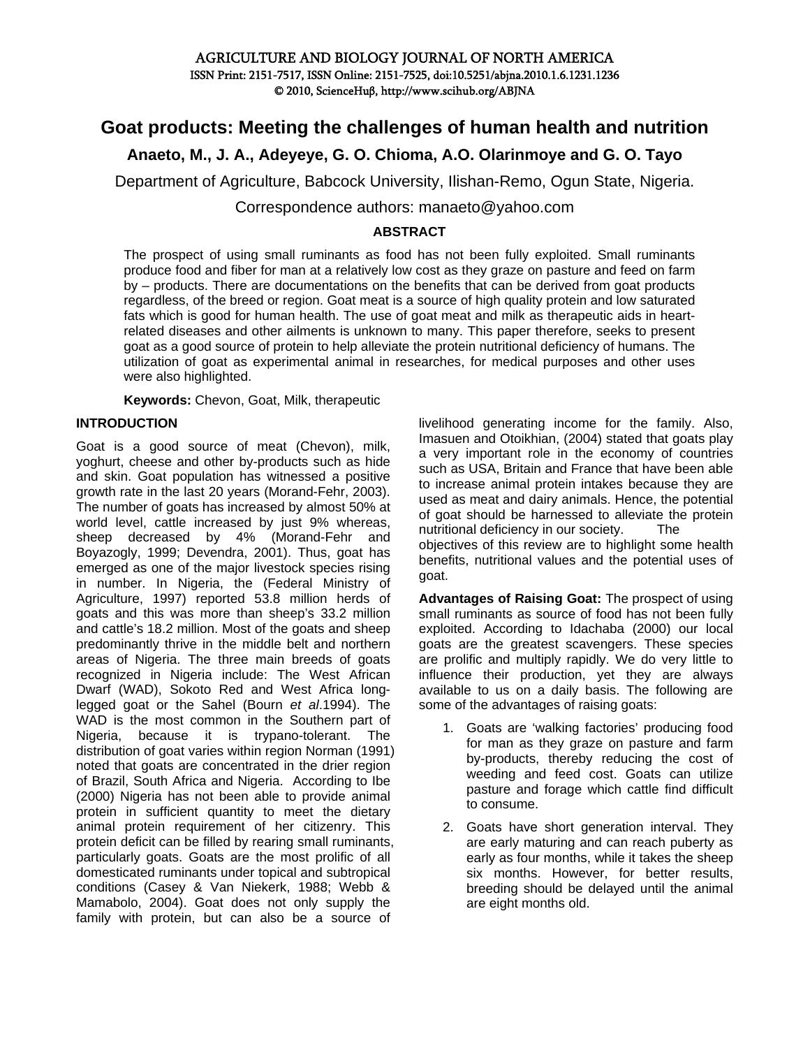AGRICULTURE AND BIOLOGY JOURNAL OF NORTH AMERICA
ISSN Print: 2151-7517, ISSN Online: 2151-7525, doi:10.5251/abjna.2010.1.6.1231.1236
© 2010, ScienceHuβ, http://www.scihub.org/ABJNA

# Goat products: Meeting the challenges of human health and nutrition

**Anaeto, M., J. A., Adeyeye, G. O. Chioma, A.O. Olarinmoye and G. O. Tayo**

Department of Agriculture, Babcock University, Ilishan-Remo, Ogun State, Nigeria.

Correspondence authors: manaeto@yahoo.com

## ABSTRACT

The prospect of using small ruminants as food has not been fully exploited. Small ruminants produce food and fiber for man at a relatively low cost as they graze on pasture and feed on farm by – products. There are documentations on the benefits that can be derived from goat products regardless, of the breed or region. Goat meat is a source of high quality protein and low saturated fats which is good for human health. The use of goat meat and milk as therapeutic aids in heart-related diseases and other ailments is unknown to many. This paper therefore, seeks to present goat as a good source of protein to help alleviate the protein nutritional deficiency of humans. The utilization of goat as experimental animal in researches, for medical purposes and other uses were also highlighted.

**Keywords:** Chevon, Goat, Milk, therapeutic

## INTRODUCTION

Goat is a good source of meat (Chevon), milk, yoghurt, cheese and other by-products such as hide and skin. Goat population has witnessed a positive growth rate in the last 20 years (Morand-Fehr, 2003). The number of goats has increased by almost 50% at world level, cattle increased by just 9% whereas, sheep decreased by 4% (Morand-Fehr and Boyazogly, 1999; Devendra, 2001). Thus, goat has emerged as one of the major livestock species rising in number. In Nigeria, the (Federal Ministry of Agriculture, 1997) reported 53.8 million herds of goats and this was more than sheep's 33.2 million and cattle's 18.2 million. Most of the goats and sheep predominantly thrive in the middle belt and northern areas of Nigeria. The three main breeds of goats recognized in Nigeria include: The West African Dwarf (WAD), Sokoto Red and West Africa long-legged goat or the Sahel (Bourn *et al*.1994). The WAD is the most common in the Southern part of Nigeria, because it is trypano-tolerant. The distribution of goat varies within region Norman (1991) noted that goats are concentrated in the drier region of Brazil, South Africa and Nigeria. According to Ibe (2000) Nigeria has not been able to provide animal protein in sufficient quantity to meet the dietary animal protein requirement of her citizenry. This protein deficit can be filled by rearing small ruminants, particularly goats. Goats are the most prolific of all domesticated ruminants under topical and subtropical conditions (Casey & Van Niekerk, 1988; Webb & Mamabolo, 2004). Goat does not only supply the family with protein, but can also be a source of livelihood generating income for the family. Also, Imasuen and Otoikhian, (2004) stated that goats play a very important role in the economy of countries such as USA, Britain and France that have been able to increase animal protein intakes because they are used as meat and dairy animals. Hence, the potential of goat should be harnessed to alleviate the protein nutritional deficiency in our society. The objectives of this review are to highlight some health benefits, nutritional values and the potential uses of goat.

**Advantages of Raising Goat:** The prospect of using small ruminants as source of food has not been fully exploited. According to Idachaba (2000) our local goats are the greatest scavengers. These species are prolific and multiply rapidly. We do very little to influence their production, yet they are always available to us on a daily basis. The following are some of the advantages of raising goats:

1. Goats are 'walking factories' producing food for man as they graze on pasture and farm by-products, thereby reducing the cost of weeding and feed cost. Goats can utilize pasture and forage which cattle find difficult to consume.
2. Goats have short generation interval. They are early maturing and can reach puberty as early as four months, while it takes the sheep six months. However, for better results, breeding should be delayed until the animal are eight months old.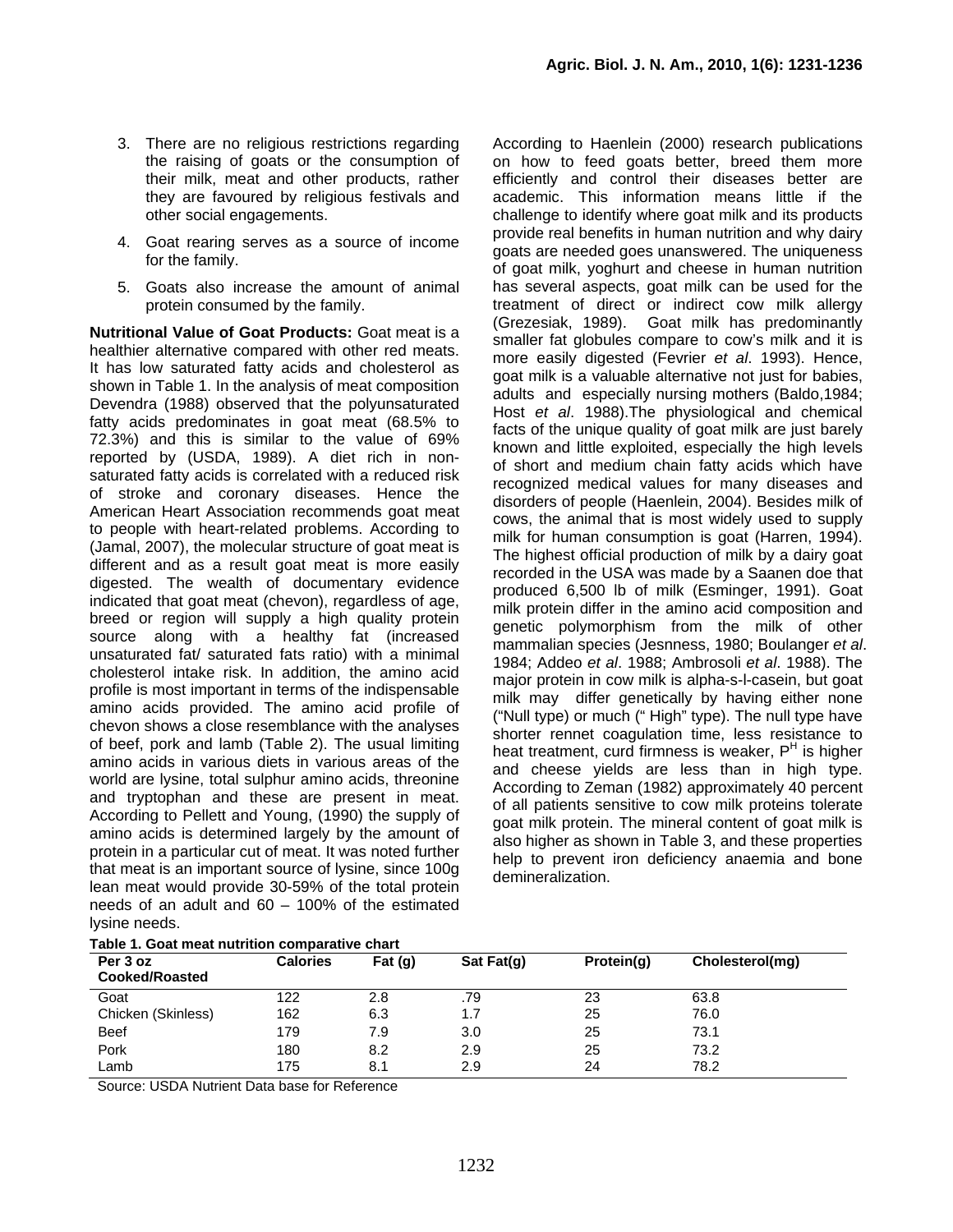3. There are no religious restrictions regarding the raising of goats or the consumption of their milk, meat and other products, rather they are favoured by religious festivals and other social engagements.

4. Goat rearing serves as a source of income for the family.

5. Goats also increase the amount of animal protein consumed by the family.

**Nutritional Value of Goat Products:** Goat meat is a healthier alternative compared with other red meats. It has low saturated fatty acids and cholesterol as shown in Table 1. In the analysis of meat composition Devendra (1988) observed that the polyunsaturated fatty acids predominates in goat meat (68.5% to 72.3%) and this is similar to the value of 69% reported by (USDA, 1989). A diet rich in non-saturated fatty acids is correlated with a reduced risk of stroke and coronary diseases. Hence the American Heart Association recommends goat meat to people with heart-related problems. According to (Jamal, 2007), the molecular structure of goat meat is different and as a result goat meat is more easily digested. The wealth of documentary evidence indicated that goat meat (chevon), regardless of age, breed or region will supply a high quality protein source along with a healthy fat (increased unsaturated fat/ saturated fats ratio) with a minimal cholesterol intake risk. In addition, the amino acid profile is most important in terms of the indispensable amino acids provided. The amino acid profile of chevon shows a close resemblance with the analyses of beef, pork and lamb (Table 2). The usual limiting amino acids in various diets in various areas of the world are lysine, total sulphur amino acids, threonine and tryptophan and these are present in meat. According to Pellett and Young, (1990) the supply of amino acids is determined largely by the amount of protein in a particular cut of meat. It was noted further that meat is an important source of lysine, since 100g lean meat would provide 30-59% of the total protein needs of an adult and 60 – 100% of the estimated lysine needs.

According to Haenlein (2000) research publications on how to feed goats better, breed them more efficiently and control their diseases better are academic. This information means little if the challenge to identify where goat milk and its products provide real benefits in human nutrition and why dairy goats are needed goes unanswered. The uniqueness of goat milk, yoghurt and cheese in human nutrition has several aspects, goat milk can be used for the treatment of direct or indirect cow milk allergy (Grezesiak, 1989). Goat milk has predominantly smaller fat globules compare to cow's milk and it is more easily digested (Fevrier *et al*. 1993). Hence, goat milk is a valuable alternative not just for babies, adults and especially nursing mothers (Baldo,1984; Host *et al*. 1988).The physiological and chemical facts of the unique quality of goat milk are just barely known and little exploited, especially the high levels of short and medium chain fatty acids which have recognized medical values for many diseases and disorders of people (Haenlein, 2004). Besides milk of cows, the animal that is most widely used to supply milk for human consumption is goat (Harren, 1994). The highest official production of milk by a dairy goat recorded in the USA was made by a Saanen doe that produced 6,500 lb of milk (Esminger, 1991). Goat milk protein differ in the amino acid composition and genetic polymorphism from the milk of other mammalian species (Jesnness, 1980; Boulanger *et al*. 1984; Addeo *et al*. 1988; Ambrosoli *et al*. 1988). The major protein in cow milk is alpha-s-l-casein, but goat milk may differ genetically by having either none ("Null type) or much (" High" type). The null type have shorter rennet coagulation time, less resistance to heat treatment, curd firmness is weaker, $P^H$ is higher and cheese yields are less than in high type. According to Zeman (1982) approximately 40 percent of all patients sensitive to cow milk proteins tolerate goat milk protein. The mineral content of goat milk is also higher as shown in Table 3, and these properties help to prevent iron deficiency anaemia and bone demineralization.

**Table 1. Goat meat nutrition comparative chart**

| Per 3 oz Cooked/Roasted | Calories | Fat (g) | Sat Fat(g) | Protein(g) | Cholesterol(mg) |
|---|---|---|---|---|---|
| Goat | 122 | 2.8 | .79 | 23 | 63.8 |
| Chicken (Skinless) | 162 | 6.3 | 1.7 | 25 | 76.0 |
| Beef | 179 | 7.9 | 3.0 | 25 | 73.1 |
| Pork | 180 | 8.2 | 2.9 | 25 | 73.2 |
| Lamb | 175 | 8.1 | 2.9 | 24 | 78.2 |

Source: USDA Nutrient Data base for Reference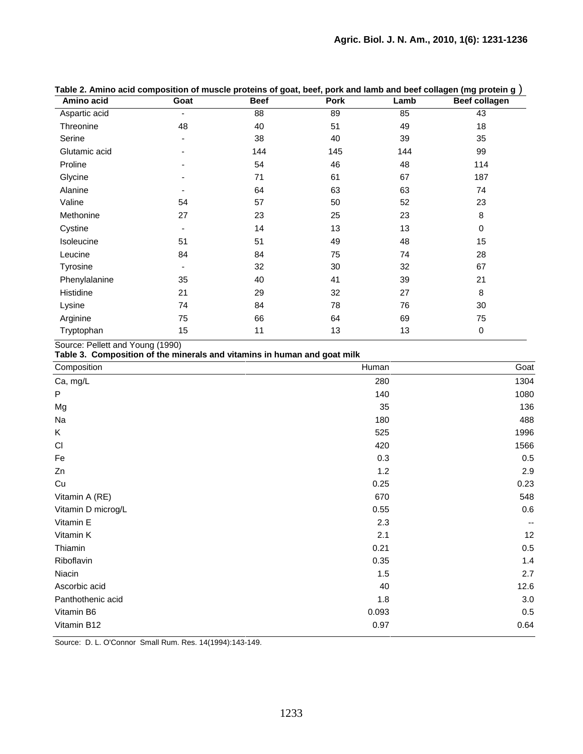**Table 2. Amino acid composition of muscle proteins of goat, beef, pork and lamb and beef collagen (mg protein g )**

| Amino acid | Goat | Beef | Pork | Lamb | Beef collagen |
|---|---|---|---|---|---|
| Aspartic acid | - | 88 | 89 | 85 | 43 |
| Threonine | 48 | 40 | 51 | 49 | 18 |
| Serine | - | 38 | 40 | 39 | 35 |
| Glutamic acid | - | 144 | 145 | 144 | 99 |
| Proline | - | 54 | 46 | 48 | 114 |
| Glycine | - | 71 | 61 | 67 | 187 |
| Alanine | - | 64 | 63 | 63 | 74 |
| Valine | 54 | 57 | 50 | 52 | 23 |
| Methonine | 27 | 23 | 25 | 23 | 8 |
| Cystine | - | 14 | 13 | 13 | 0 |
| Isoleucine | 51 | 51 | 49 | 48 | 15 |
| Leucine | 84 | 84 | 75 | 74 | 28 |
| Tyrosine | - | 32 | 30 | 32 | 67 |
| Phenylalanine | 35 | 40 | 41 | 39 | 21 |
| Histidine | 21 | 29 | 32 | 27 | 8 |
| Lysine | 74 | 84 | 78 | 76 | 30 |
| Arginine | 75 | 66 | 64 | 69 | 75 |
| Tryptophan | 15 | 11 | 13 | 13 | 0 |

Source: Pellett and Young (1990)

**Table 3. Composition of the minerals and vitamins in human and goat milk**

| Composition | Human | Goat |
|---|---|---|
| Ca, mg/L | 280 | 1304 |
| P | 140 | 1080 |
| Mg | 35 | 136 |
| Na | 180 | 488 |
| K | 525 | 1996 |
| Cl | 420 | 1566 |
| Fe | 0.3 | 0.5 |
| Zn | 1.2 | 2.9 |
| Cu | 0.25 | 0.23 |
| Vitamin A (RE) | 670 | 548 |
| Vitamin D microg/L | 0.55 | 0.6 |
| Vitamin E | 2.3 | -- |
| Vitamin K | 2.1 | 12 |
| Thiamin | 0.21 | 0.5 |
| Riboflavin | 0.35 | 1.4 |
| Niacin | 1.5 | 2.7 |
| Ascorbic acid | 40 | 12.6 |
| Panthothenic acid | 1.8 | 3.0 |
| Vitamin B6 | 0.093 | 0.5 |
| Vitamin B12 | 0.97 | 0.64 |

Source: D. L. O'Connor Small Rum. Res. 14(1994):143-149.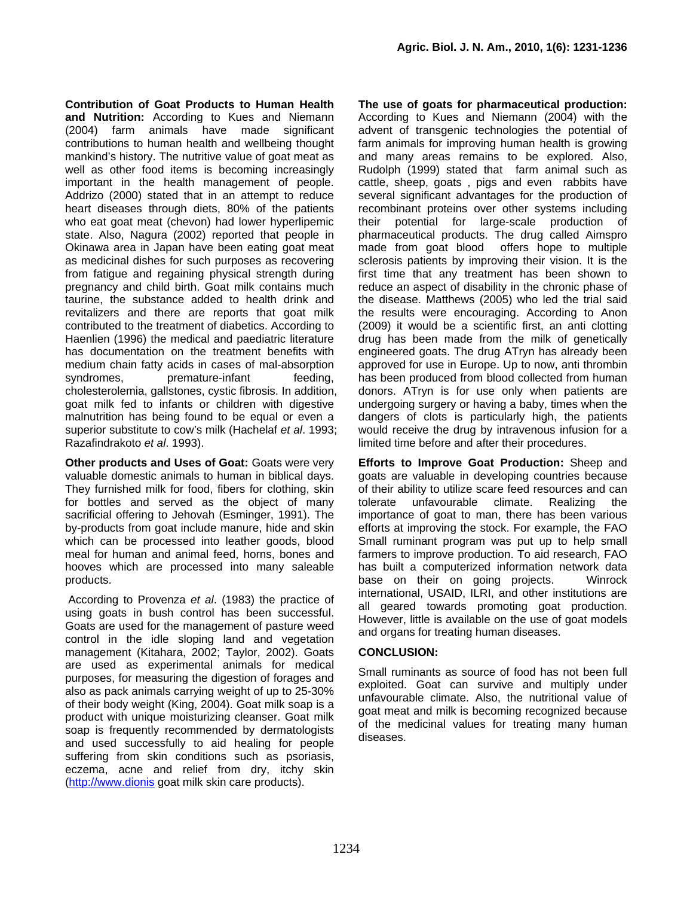**Contribution of Goat Products to Human Health and Nutrition:** According to Kues and Niemann (2004) farm animals have made significant contributions to human health and wellbeing thought mankind's history. The nutritive value of goat meat as well as other food items is becoming increasingly important in the health management of people. Addrizo (2000) stated that in an attempt to reduce heart diseases through diets, 80% of the patients who eat goat meat (chevon) had lower hyperlipemic state. Also, Nagura (2002) reported that people in Okinawa area in Japan have been eating goat meat as medicinal dishes for such purposes as recovering from fatigue and regaining physical strength during pregnancy and child birth. Goat milk contains much taurine, the substance added to health drink and revitalizers and there are reports that goat milk contributed to the treatment of diabetics. According to Haenlien (1996) the medical and paediatric literature has documentation on the treatment benefits with medium chain fatty acids in cases of mal-absorption syndromes, premature-infant feeding, cholesterolemia, gallstones, cystic fibrosis. In addition, goat milk fed to infants or children with digestive malnutrition has being found to be equal or even a superior substitute to cow's milk (Hachelaf *et al*. 1993; Razafindrakoto *et al*. 1993).

**Other products and Uses of Goat:** Goats were very valuable domestic animals to human in biblical days. They furnished milk for food, fibers for clothing, skin for bottles and served as the object of many sacrificial offering to Jehovah (Esminger, 1991). The by-products from goat include manure, hide and skin which can be processed into leather goods, blood meal for human and animal feed, horns, bones and hooves which are processed into many saleable products.

According to Provenza *et al*. (1983) the practice of using goats in bush control has been successful. Goats are used for the management of pasture weed control in the idle sloping land and vegetation management (Kitahara, 2002; Taylor, 2002). Goats are used as experimental animals for medical purposes, for measuring the digestion of forages and also as pack animals carrying weight of up to 25-30% of their body weight (King, 2004). Goat milk soap is a product with unique moisturizing cleanser. Goat milk soap is frequently recommended by dermatologists and used successfully to aid healing for people suffering from skin conditions such as psoriasis, eczema, acne and relief from dry, itchy skin (http://www.dionis goat milk skin care products).

**The use of goats for pharmaceutical production:** According to Kues and Niemann (2004) with the advent of transgenic technologies the potential of farm animals for improving human health is growing and many areas remains to be explored. Also, Rudolph (1999) stated that farm animal such as cattle, sheep, goats , pigs and even rabbits have several significant advantages for the production of recombinant proteins over other systems including their potential for large-scale production of pharmaceutical products. The drug called Aimspro made from goat blood offers hope to multiple sclerosis patients by improving their vision. It is the first time that any treatment has been shown to reduce an aspect of disability in the chronic phase of the disease. Matthews (2005) who led the trial said the results were encouraging. According to Anon (2009) it would be a scientific first, an anti clotting drug has been made from the milk of genetically engineered goats. The drug ATryn has already been approved for use in Europe. Up to now, anti thrombin has been produced from blood collected from human donors. ATryn is for use only when patients are undergoing surgery or having a baby, times when the dangers of clots is particularly high, the patients would receive the drug by intravenous infusion for a limited time before and after their procedures.

**Efforts to Improve Goat Production:** Sheep and goats are valuable in developing countries because of their ability to utilize scare feed resources and can tolerate unfavourable climate. Realizing the importance of goat to man, there has been various efforts at improving the stock. For example, the FAO Small ruminant program was put up to help small farmers to improve production. To aid research, FAO has built a computerized information network data base on their on going projects. Winrock international, USAID, ILRI, and other institutions are all geared towards promoting goat production. However, little is available on the use of goat models and organs for treating human diseases.

## CONCLUSION:

Small ruminants as source of food has not been full exploited. Goat can survive and multiply under unfavourable climate. Also, the nutritional value of goat meat and milk is becoming recognized because of the medicinal values for treating many human diseases.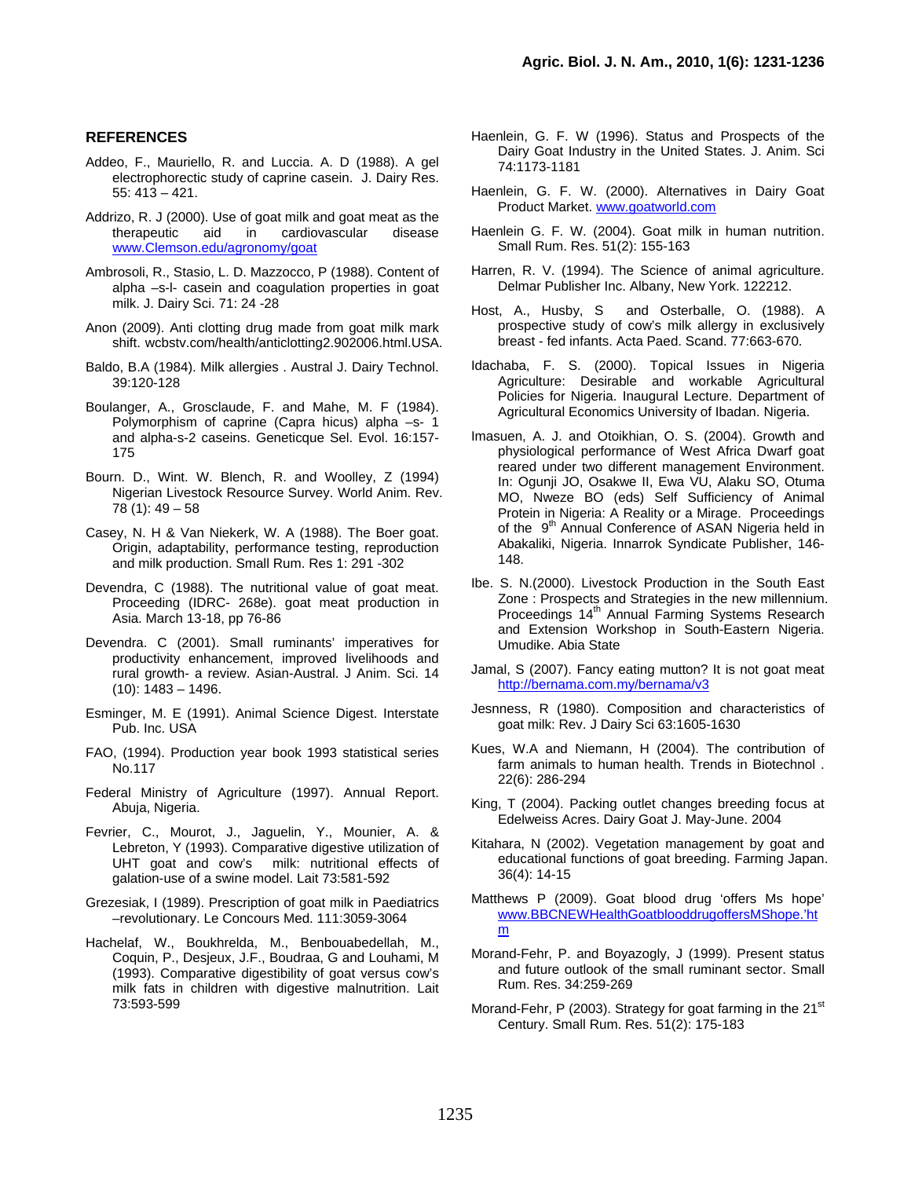## REFERENCES

Addeo, F., Mauriello, R. and Luccia. A. D (1988). A gel electrophorectic study of caprine casein. J. Dairy Res. 55: 413 – 421.

Addrizo, R. J (2000). Use of goat milk and goat meat as the therapeutic aid in cardiovascular disease www.Clemson.edu/agronomy/goat

Ambrosoli, R., Stasio, L. D. Mazzocco, P (1988). Content of alpha –s-l- casein and coagulation properties in goat milk. J. Dairy Sci. 71: 24 -28

Anon (2009). Anti clotting drug made from goat milk mark shift. wcbstv.com/health/anticlotting2.902006.html.USA.

Baldo, B.A (1984). Milk allergies . Austral J. Dairy Technol. 39:120-128

Boulanger, A., Grosclaude, F. and Mahe, M. F (1984). Polymorphism of caprine (Capra hicus) alpha –s- 1 and alpha-s-2 caseins. Geneticque Sel. Evol. 16:157-175

Bourn. D., Wint. W. Blench, R. and Woolley, Z (1994) Nigerian Livestock Resource Survey. World Anim. Rev. 78 (1): 49 – 58

Casey, N. H & Van Niekerk, W. A (1988). The Boer goat. Origin, adaptability, performance testing, reproduction and milk production. Small Rum. Res 1: 291 -302

Devendra, C (1988). The nutritional value of goat meat. Proceeding (IDRC- 268e). goat meat production in Asia. March 13-18, pp 76-86

Devendra. C (2001). Small ruminants' imperatives for productivity enhancement, improved livelihoods and rural growth- a review. Asian-Austral. J Anim. Sci. 14 (10): 1483 – 1496.

Esminger, M. E (1991). Animal Science Digest. Interstate Pub. Inc. USA

FAO, (1994). Production year book 1993 statistical series No.117

Federal Ministry of Agriculture (1997). Annual Report. Abuja, Nigeria.

Fevrier, C., Mourot, J., Jaguelin, Y., Mounier, A. & Lebreton, Y (1993). Comparative digestive utilization of UHT goat and cow's milk: nutritional effects of galation-use of a swine model. Lait 73:581-592

Grezesiak, I (1989). Prescription of goat milk in Paediatrics –revolutionary. Le Concours Med. 111:3059-3064

Hachelaf, W., Boukhrelda, M., Benbouabedellah, M., Coquin, P., Desjeux, J.F., Boudraa, G and Louhami, M (1993). Comparative digestibility of goat versus cow's milk fats in children with digestive malnutrition. Lait 73:593-599

Haenlein, G. F. W (1996). Status and Prospects of the Dairy Goat Industry in the United States. J. Anim. Sci 74:1173-1181

Haenlein, G. F. W. (2000). Alternatives in Dairy Goat Product Market. www.goatworld.com

Haenlein G. F. W. (2004). Goat milk in human nutrition. Small Rum. Res. 51(2): 155-163

Harren, R. V. (1994). The Science of animal agriculture. Delmar Publisher Inc. Albany, New York. 122212.

Host, A., Husby, S and Osterballe, O. (1988). A prospective study of cow's milk allergy in exclusively breast - fed infants. Acta Paed. Scand. 77:663-670.

Idachaba, F. S. (2000). Topical Issues in Nigeria Agriculture: Desirable and workable Agricultural Policies for Nigeria. Inaugural Lecture. Department of Agricultural Economics University of Ibadan. Nigeria.

Imasuen, A. J. and Otoikhian, O. S. (2004). Growth and physiological performance of West Africa Dwarf goat reared under two different management Environment. In: Ogunji JO, Osakwe II, Ewa VU, Alaku SO, Otuma MO, Nweze BO (eds) Self Sufficiency of Animal Protein in Nigeria: A Reality or a Mirage. Proceedings of the 9th Annual Conference of ASAN Nigeria held in Abakaliki, Nigeria. Innarrok Syndicate Publisher, 146-148.

Ibe. S. N.(2000). Livestock Production in the South East Zone : Prospects and Strategies in the new millennium. Proceedings 14th Annual Farming Systems Research and Extension Workshop in South-Eastern Nigeria. Umudike. Abia State

Jamal, S (2007). Fancy eating mutton? It is not goat meat http://bernama.com.my/bernama/v3

Jesnness, R (1980). Composition and characteristics of goat milk: Rev. J Dairy Sci 63:1605-1630

Kues, W.A and Niemann, H (2004). The contribution of farm animals to human health. Trends in Biotechnol . 22(6): 286-294

King, T (2004). Packing outlet changes breeding focus at Edelweiss Acres. Dairy Goat J. May-June. 2004

Kitahara, N (2002). Vegetation management by goat and educational functions of goat breeding. Farming Japan. 36(4): 14-15

Matthews P (2009). Goat blood drug 'offers Ms hope' www.BBCNEWHealthGoatblooddrugoffersMShope.'htm

Morand-Fehr, P. and Boyazogly, J (1999). Present status and future outlook of the small ruminant sector. Small Rum. Res. 34:259-269

Morand-Fehr, P (2003). Strategy for goat farming in the 21st Century. Small Rum. Res. 51(2): 175-183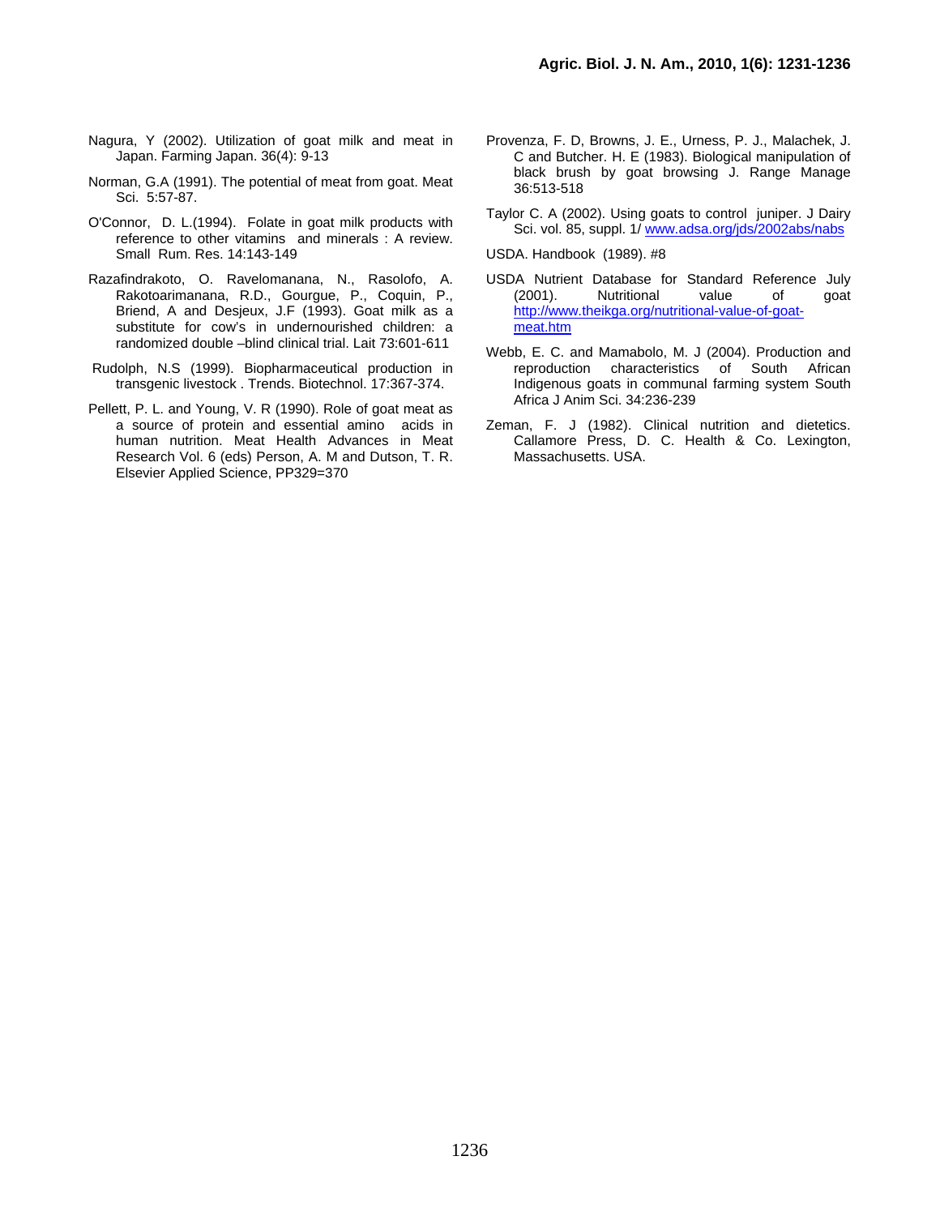Nagura, Y (2002). Utilization of goat milk and meat in Japan. Farming Japan. 36(4): 9-13

Norman, G.A (1991). The potential of meat from goat. Meat Sci. 5:57-87.

O'Connor, D. L.(1994). Folate in goat milk products with reference to other vitamins and minerals : A review. Small Rum. Res. 14:143-149

Razafindrakoto, O. Ravelomanana, N., Rasolofo, A. Rakotoarimanana, R.D., Gourgue, P., Coquin, P., Briend, A and Desjeux, J.F (1993). Goat milk as a substitute for cow's in undernourished children: a randomized double –blind clinical trial. Lait 73:601-611

Rudolph, N.S (1999). Biopharmaceutical production in transgenic livestock . Trends. Biotechnol. 17:367-374.

Pellett, P. L. and Young, V. R (1990). Role of goat meat as a source of protein and essential amino acids in human nutrition. Meat Health Advances in Meat Research Vol. 6 (eds) Person, A. M and Dutson, T. R. Elsevier Applied Science, PP329=370

Provenza, F. D, Browns, J. E., Urness, P. J., Malachek, J. C and Butcher. H. E (1983). Biological manipulation of black brush by goat browsing J. Range Manage 36:513-518

Taylor C. A (2002). Using goats to control juniper. J Dairy Sci. vol. 85, suppl. 1/ www.adsa.org/jds/2002abs/nabs

USDA. Handbook (1989). #8

USDA Nutrient Database for Standard Reference July (2001). Nutritional value of goat http://www.theikga.org/nutritional-value-of-goat-meat.htm

Webb, E. C. and Mamabolo, M. J (2004). Production and reproduction characteristics of South African Indigenous goats in communal farming system South Africa J Anim Sci. 34:236-239

Zeman, F. J (1982). Clinical nutrition and dietetics. Callamore Press, D. C. Health & Co. Lexington, Massachusetts. USA.